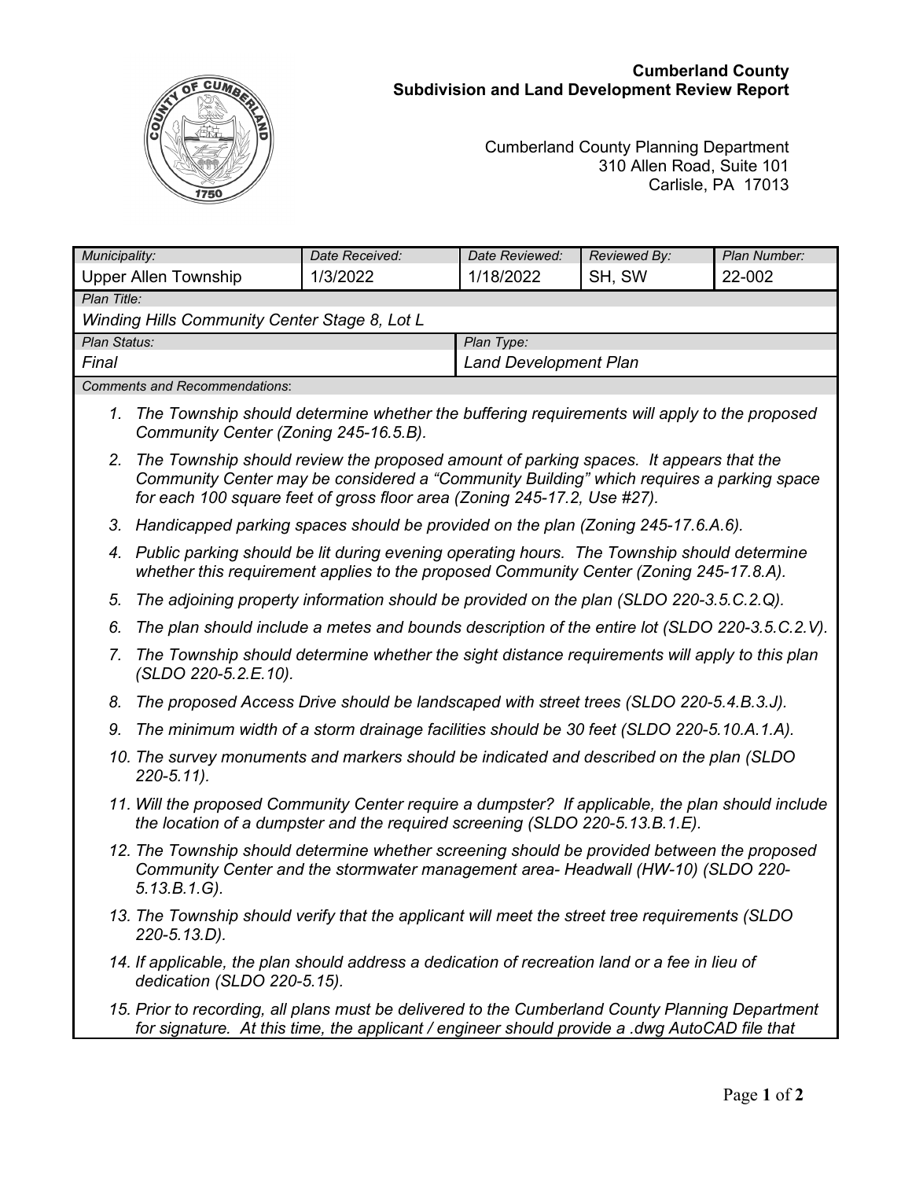**Cumberland County**
**Subdivision and Land Development Review Report**

Cumberland County Planning Department
310 Allen Road, Suite 101
Carlisle, PA 17013

| Municipality: | Date Received: | Date Reviewed: | Reviewed By: | Plan Number: |
|---|---|---|---|---|
| Upper Allen Township | 1/3/2022 | 1/18/2022 | SH, SW | 22-002 |

| Plan Title: | |
|---|---|
| Winding Hills Community Center Stage 8, Lot L | |
| **Plan Status:** | **Plan Type:** |
| Final | Land Development Plan |

*Comments and Recommendations*:

1. *The Township should determine whether the buffering requirements will apply to the proposed Community Center (Zoning 245-16.5.B).*
2. *The Township should review the proposed amount of parking spaces. It appears that the Community Center may be considered a "Community Building" which requires a parking space for each 100 square feet of gross floor area (Zoning 245-17.2, Use #27).*
3. *Handicapped parking spaces should be provided on the plan (Zoning 245-17.6.A.6).*
4. *Public parking should be lit during evening operating hours. The Township should determine whether this requirement applies to the proposed Community Center (Zoning 245-17.8.A).*
5. *The adjoining property information should be provided on the plan (SLDO 220-3.5.C.2.Q).*
6. *The plan should include a metes and bounds description of the entire lot (SLDO 220-3.5.C.2.V).*
7. *The Township should determine whether the sight distance requirements will apply to this plan (SLDO 220-5.2.E.10).*
8. *The proposed Access Drive should be landscaped with street trees (SLDO 220-5.4.B.3.J).*
9. *The minimum width of a storm drainage facilities should be 30 feet (SLDO 220-5.10.A.1.A).*
10. *The survey monuments and markers should be indicated and described on the plan (SLDO 220-5.11).*
11. *Will the proposed Community Center require a dumpster? If applicable, the plan should include the location of a dumpster and the required screening (SLDO 220-5.13.B.1.E).*
12. *The Township should determine whether screening should be provided between the proposed Community Center and the stormwater management area- Headwall (HW-10) (SLDO 220-5.13.B.1.G).*
13. *The Township should verify that the applicant will meet the street tree requirements (SLDO 220-5.13.D).*
14. *If applicable, the plan should address a dedication of recreation land or a fee in lieu of dedication (SLDO 220-5.15).*
15. *Prior to recording, all plans must be delivered to the Cumberland County Planning Department for signature. At this time, the applicant / engineer should provide a .dwg AutoCAD file that*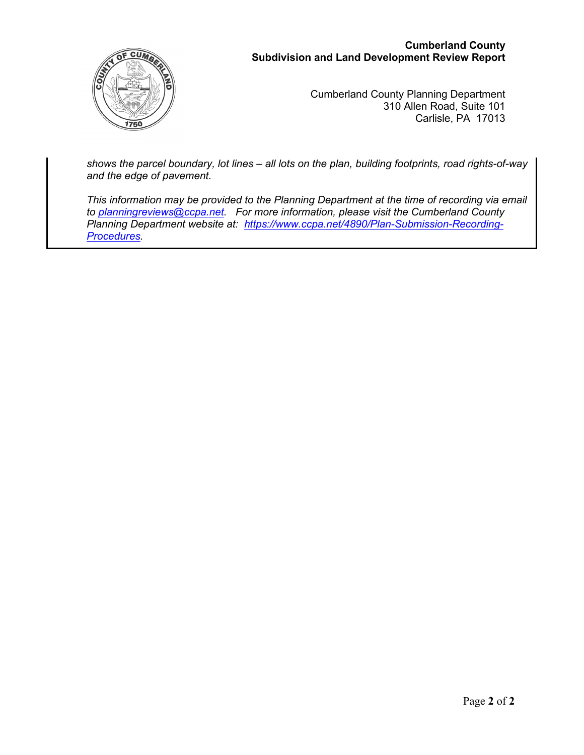*shows the parcel boundary, lot lines – all lots on the plan, building footprints, road rights-of-way and the edge of pavement.*

*This information may be provided to the Planning Department at the time of recording via email to [planningreviews@ccpa.net](mailto:planningreviews@ccpa.net). For more information, please visit the Cumberland County Planning Department website at: [https://www.ccpa.net/4890/Plan-Submission-Recording-Procedures](https://www.ccpa.net/4890/Plan-Submission-Recording-Procedures).*